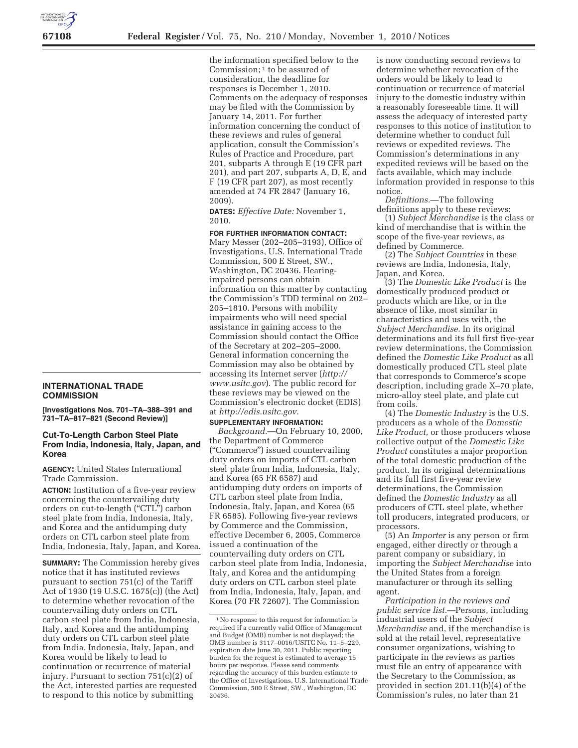## INTERNATIONAL TRADE COMMISSION

**[Investigations Nos. 701–TA–388–391 and 731–TA–817–821 (Second Review)]**

### Cut-To-Length Carbon Steel Plate From India, Indonesia, Italy, Japan, and Korea

**AGENCY:** United States International Trade Commission.

**ACTION:** Institution of a five-year review concerning the countervailing duty orders on cut-to-length ("CTL") carbon steel plate from India, Indonesia, Italy, and Korea and the antidumping duty orders on CTL carbon steel plate from India, Indonesia, Italy, Japan, and Korea.

**SUMMARY:** The Commission hereby gives notice that it has instituted reviews pursuant to section 751(c) of the Tariff Act of 1930 (19 U.S.C. 1675(c)) (the Act) to determine whether revocation of the countervailing duty orders on CTL carbon steel plate from India, Indonesia, Italy, and Korea and the antidumping duty orders on CTL carbon steel plate from India, Indonesia, Italy, Japan, and Korea would be likely to lead to continuation or recurrence of material injury. Pursuant to section 751(c)(2) of the Act, interested parties are requested to respond to this notice by submitting the information specified below to the Commission;[1] to be assured of consideration, the deadline for responses is December 1, 2010. Comments on the adequacy of responses may be filed with the Commission by January 14, 2011. For further information concerning the conduct of these reviews and rules of general application, consult the Commission's Rules of Practice and Procedure, part 201, subparts A through E (19 CFR part 201), and part 207, subparts A, D, E, and F (19 CFR part 207), as most recently amended at 74 FR 2847 (January 16, 2009).

**DATES:** *Effective Date:* November 1, 2010.

**FOR FURTHER INFORMATION CONTACT:** Mary Messer (202–205–3193), Office of Investigations, U.S. International Trade Commission, 500 E Street, SW., Washington, DC 20436. Hearing-impaired persons can obtain information on this matter by contacting the Commission's TDD terminal on 202–205–1810. Persons with mobility impairments who will need special assistance in gaining access to the Commission should contact the Office of the Secretary at 202–205–2000. General information concerning the Commission may also be obtained by accessing its Internet server (*http://www.usitc.gov*). The public record for these reviews may be viewed on the Commission's electronic docket (EDIS) at *http://edis.usitc.gov.*

**SUPPLEMENTARY INFORMATION:**

*Background.*—On February 10, 2000, the Department of Commerce ("Commerce") issued countervailing duty orders on imports of CTL carbon steel plate from India, Indonesia, Italy, and Korea (65 FR 6587) and antidumping duty orders on imports of CTL carbon steel plate from India, Indonesia, Italy, Japan, and Korea (65 FR 6585). Following five-year reviews by Commerce and the Commission, effective December 6, 2005, Commerce issued a continuation of the countervailing duty orders on CTL carbon steel plate from India, Indonesia, Italy, and Korea and the antidumping duty orders on CTL carbon steel plate from India, Indonesia, Italy, Japan, and Korea (70 FR 72607). The Commission is now conducting second reviews to determine whether revocation of the orders would be likely to lead to continuation or recurrence of material injury to the domestic industry within a reasonably foreseeable time. It will assess the adequacy of interested party responses to this notice of institution to determine whether to conduct full reviews or expedited reviews. The Commission's determinations in any expedited reviews will be based on the facts available, which may include information provided in response to this notice.

*Definitions.*—The following definitions apply to these reviews:

(1) *Subject Merchandise* is the class or kind of merchandise that is within the scope of the five-year reviews, as defined by Commerce.

(2) The *Subject Countries* in these reviews are India, Indonesia, Italy, Japan, and Korea.

(3) The *Domestic Like Product* is the domestically produced product or products which are like, or in the absence of like, most similar in characteristics and uses with, the *Subject Merchandise.* In its original determinations and its full first five-year review determinations, the Commission defined the *Domestic Like Product* as all domestically produced CTL steel plate that corresponds to Commerce's scope description, including grade X–70 plate, micro-alloy steel plate, and plate cut from coils.

(4) The *Domestic Industry* is the U.S. producers as a whole of the *Domestic Like Product,* or those producers whose collective output of the *Domestic Like Product* constitutes a major proportion of the total domestic production of the product. In its original determinations and its full first five-year review determinations, the Commission defined the *Domestic Industry* as all producers of CTL steel plate, whether toll producers, integrated producers, or processors.

(5) An *Importer* is any person or firm engaged, either directly or through a parent company or subsidiary, in importing the *Subject Merchandise* into the United States from a foreign manufacturer or through its selling agent.

*Participation in the reviews and public service list.*—Persons, including industrial users of the *Subject Merchandise* and, if the merchandise is sold at the retail level, representative consumer organizations, wishing to participate in the reviews as parties must file an entry of appearance with the Secretary to the Commission, as provided in section 201.11(b)(4) of the Commission's rules, no later than 21

---

[1] No response to this request for information is required if a currently valid Office of Management and Budget (OMB) number is not displayed; the OMB number is 3117–0016/USITC No. 11–5–229, expiration date June 30, 2011. Public reporting burden for the request is estimated to average 15 hours per response. Please send comments regarding the accuracy of this burden estimate to the Office of Investigations, U.S. International Trade Commission, 500 E Street, SW., Washington, DC 20436.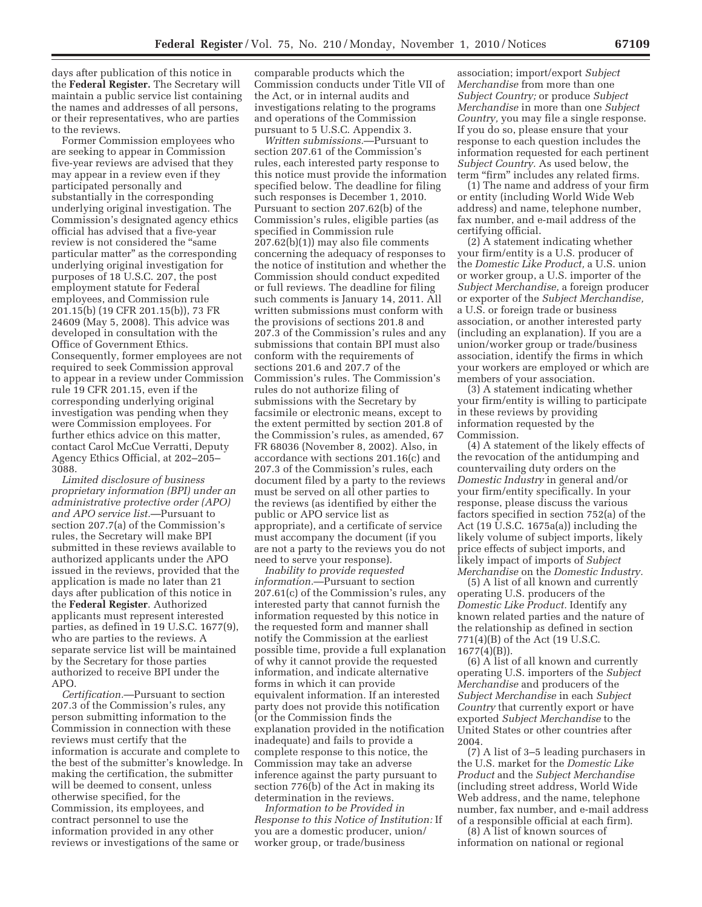days after publication of this notice in the **Federal Register.** The Secretary will maintain a public service list containing the names and addresses of all persons, or their representatives, who are parties to the reviews.

Former Commission employees who are seeking to appear in Commission five-year reviews are advised that they may appear in a review even if they participated personally and substantially in the corresponding underlying original investigation. The Commission's designated agency ethics official has advised that a five-year review is not considered the "same particular matter" as the corresponding underlying original investigation for purposes of 18 U.S.C. 207, the post employment statute for Federal employees, and Commission rule 201.15(b) (19 CFR 201.15(b)), 73 FR 24609 (May 5, 2008). This advice was developed in consultation with the Office of Government Ethics. Consequently, former employees are not required to seek Commission approval to appear in a review under Commission rule 19 CFR 201.15, even if the corresponding underlying original investigation was pending when they were Commission employees. For further ethics advice on this matter, contact Carol McCue Verratti, Deputy Agency Ethics Official, at 202–205–3088.

*Limited disclosure of business proprietary information (BPI) under an administrative protective order (APO) and APO service list.*—Pursuant to section 207.7(a) of the Commission's rules, the Secretary will make BPI submitted in these reviews available to authorized applicants under the APO issued in the reviews, provided that the application is made no later than 21 days after publication of this notice in the **Federal Register**. Authorized applicants must represent interested parties, as defined in 19 U.S.C. 1677(9), who are parties to the reviews. A separate service list will be maintained by the Secretary for those parties authorized to receive BPI under the APO.

*Certification.*—Pursuant to section 207.3 of the Commission's rules, any person submitting information to the Commission in connection with these reviews must certify that the information is accurate and complete to the best of the submitter's knowledge. In making the certification, the submitter will be deemed to consent, unless otherwise specified, for the Commission, its employees, and contract personnel to use the information provided in any other reviews or investigations of the same or comparable products which the Commission conducts under Title VII of the Act, or in internal audits and investigations relating to the programs and operations of the Commission pursuant to 5 U.S.C. Appendix 3.

*Written submissions.*—Pursuant to section 207.61 of the Commission's rules, each interested party response to this notice must provide the information specified below. The deadline for filing such responses is December 1, 2010. Pursuant to section 207.62(b) of the Commission's rules, eligible parties (as specified in Commission rule 207.62(b)(1)) may also file comments concerning the adequacy of responses to the notice of institution and whether the Commission should conduct expedited or full reviews. The deadline for filing such comments is January 14, 2011. All written submissions must conform with the provisions of sections 201.8 and 207.3 of the Commission's rules and any submissions that contain BPI must also conform with the requirements of sections 201.6 and 207.7 of the Commission's rules. The Commission's rules do not authorize filing of submissions with the Secretary by facsimile or electronic means, except to the extent permitted by section 201.8 of the Commission's rules, as amended, 67 FR 68036 (November 8, 2002). Also, in accordance with sections 201.16(c) and 207.3 of the Commission's rules, each document filed by a party to the reviews must be served on all other parties to the reviews (as identified by either the public or APO service list as appropriate), and a certificate of service must accompany the document (if you are not a party to the reviews you do not need to serve your response).

*Inability to provide requested information.*—Pursuant to section 207.61(c) of the Commission's rules, any interested party that cannot furnish the information requested by this notice in the requested form and manner shall notify the Commission at the earliest possible time, provide a full explanation of why it cannot provide the requested information, and indicate alternative forms in which it can provide equivalent information. If an interested party does not provide this notification (or the Commission finds the explanation provided in the notification inadequate) and fails to provide a complete response to this notice, the Commission may take an adverse inference against the party pursuant to section 776(b) of the Act in making its determination in the reviews.

*Information to be Provided in Response to this Notice of Institution:* If you are a domestic producer, union/worker group, or trade/business association; import/export *Subject Merchandise* from more than one *Subject Country;* or produce *Subject Merchandise* in more than one *Subject Country,* you may file a single response. If you do so, please ensure that your response to each question includes the information requested for each pertinent *Subject Country.* As used below, the term "firm" includes any related firms.

(1) The name and address of your firm or entity (including World Wide Web address) and name, telephone number, fax number, and e-mail address of the certifying official.

(2) A statement indicating whether your firm/entity is a U.S. producer of the *Domestic Like Product,* a U.S. union or worker group, a U.S. importer of the *Subject Merchandise,* a foreign producer or exporter of the *Subject Merchandise,* a U.S. or foreign trade or business association, or another interested party (including an explanation). If you are a union/worker group or trade/business association, identify the firms in which your workers are employed or which are members of your association.

(3) A statement indicating whether your firm/entity is willing to participate in these reviews by providing information requested by the Commission.

(4) A statement of the likely effects of the revocation of the antidumping and countervailing duty orders on the *Domestic Industry* in general and/or your firm/entity specifically. In your response, please discuss the various factors specified in section 752(a) of the Act (19 U.S.C. 1675a(a)) including the likely volume of subject imports, likely price effects of subject imports, and likely impact of imports of *Subject Merchandise* on the *Domestic Industry.*

(5) A list of all known and currently operating U.S. producers of the *Domestic Like Product.* Identify any known related parties and the nature of the relationship as defined in section 771(4)(B) of the Act (19 U.S.C. 1677(4)(B)).

(6) A list of all known and currently operating U.S. importers of the *Subject Merchandise* and producers of the *Subject Merchandise* in each *Subject Country* that currently export or have exported *Subject Merchandise* to the United States or other countries after 2004.

(7) A list of 3–5 leading purchasers in the U.S. market for the *Domestic Like Product* and the *Subject Merchandise* (including street address, World Wide Web address, and the name, telephone number, fax number, and e-mail address of a responsible official at each firm).

(8) A list of known sources of information on national or regional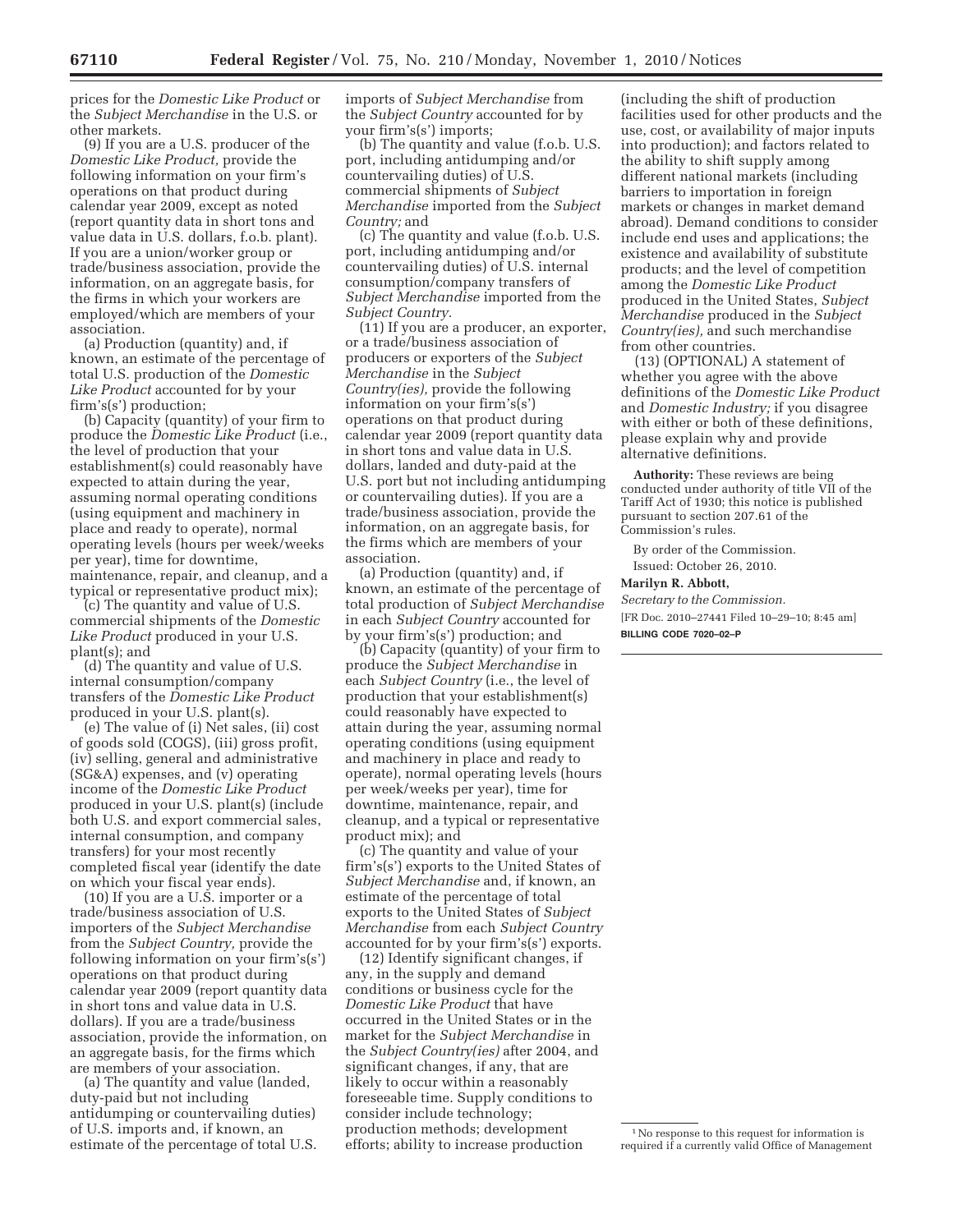prices for the *Domestic Like Product* or the *Subject Merchandise* in the U.S. or other markets.

(9) If you are a U.S. producer of the *Domestic Like Product,* provide the following information on your firm's operations on that product during calendar year 2009, except as noted (report quantity data in short tons and value data in U.S. dollars, f.o.b. plant). If you are a union/worker group or trade/business association, provide the information, on an aggregate basis, for the firms in which your workers are employed/which are members of your association.

(a) Production (quantity) and, if known, an estimate of the percentage of total U.S. production of the *Domestic Like Product* accounted for by your firm's(s') production;

(b) Capacity (quantity) of your firm to produce the *Domestic Like Product* (i.e., the level of production that your establishment(s) could reasonably have expected to attain during the year, assuming normal operating conditions (using equipment and machinery in place and ready to operate), normal operating levels (hours per week/weeks per year), time for downtime, maintenance, repair, and cleanup, and a typical or representative product mix);

(c) The quantity and value of U.S. commercial shipments of the *Domestic Like Product* produced in your U.S. plant(s); and

(d) The quantity and value of U.S. internal consumption/company transfers of the *Domestic Like Product* produced in your U.S. plant(s).

(e) The value of (i) Net sales, (ii) cost of goods sold (COGS), (iii) gross profit, (iv) selling, general and administrative (SG&A) expenses, and (v) operating income of the *Domestic Like Product* produced in your U.S. plant(s) (include both U.S. and export commercial sales, internal consumption, and company transfers) for your most recently completed fiscal year (identify the date on which your fiscal year ends).

(10) If you are a U.S. importer or a trade/business association of U.S. importers of the *Subject Merchandise* from the *Subject Country,* provide the following information on your firm's(s') operations on that product during calendar year 2009 (report quantity data in short tons and value data in U.S. dollars). If you are a trade/business association, provide the information, on an aggregate basis, for the firms which are members of your association.

(a) The quantity and value (landed, duty-paid but not including antidumping or countervailing duties) of U.S. imports and, if known, an estimate of the percentage of total U.S. imports of *Subject Merchandise* from the *Subject Country* accounted for by your firm's(s') imports;

(b) The quantity and value (f.o.b. U.S. port, including antidumping and/or countervailing duties) of U.S. commercial shipments of *Subject Merchandise* imported from the *Subject Country;* and

(c) The quantity and value (f.o.b. U.S. port, including antidumping and/or countervailing duties) of U.S. internal consumption/company transfers of *Subject Merchandise* imported from the *Subject Country*.

(11) If you are a producer, an exporter, or a trade/business association of producers or exporters of the *Subject Merchandise* in the *Subject Country(ies),* provide the following information on your firm's(s') operations on that product during calendar year 2009 (report quantity data in short tons and value data in U.S. dollars, landed and duty-paid at the U.S. port but not including antidumping or countervailing duties). If you are a trade/business association, provide the information, on an aggregate basis, for the firms which are members of your association.

(a) Production (quantity) and, if known, an estimate of the percentage of total production of *Subject Merchandise* in each *Subject Country* accounted for by your firm's(s') production; and

(b) Capacity (quantity) of your firm to produce the *Subject Merchandise* in each *Subject Country* (i.e., the level of production that your establishment(s) could reasonably have expected to attain during the year, assuming normal operating conditions (using equipment and machinery in place and ready to operate), normal operating levels (hours per week/weeks per year), time for downtime, maintenance, repair, and cleanup, and a typical or representative product mix); and

(c) The quantity and value of your firm's(s') exports to the United States of *Subject Merchandise* and, if known, an estimate of the percentage of total exports to the United States of *Subject Merchandise* from each *Subject Country* accounted for by your firm's(s') exports.

(12) Identify significant changes, if any, in the supply and demand conditions or business cycle for the *Domestic Like Product* that have occurred in the United States or in the market for the *Subject Merchandise* in the *Subject Country(ies)* after 2004, and significant changes, if any, that are likely to occur within a reasonably foreseeable time. Supply conditions to consider include technology; production methods; development efforts; ability to increase production (including the shift of production facilities used for other products and the use, cost, or availability of major inputs into production); and factors related to the ability to shift supply among different national markets (including barriers to importation in foreign markets or changes in market demand abroad). Demand conditions to consider include end uses and applications; the existence and availability of substitute products; and the level of competition among the *Domestic Like Product* produced in the United States, *Subject Merchandise* produced in the *Subject Country(ies),* and such merchandise from other countries.

(13) (OPTIONAL) A statement of whether you agree with the above definitions of the *Domestic Like Product* and *Domestic Industry;* if you disagree with either or both of these definitions, please explain why and provide alternative definitions.

**Authority:** These reviews are being conducted under authority of title VII of the Tariff Act of 1930; this notice is published pursuant to section 207.61 of the Commission's rules.

By order of the Commission.

Issued: October 26, 2010.

**Marilyn R. Abbott,**

*Secretary to the Commission.*

[FR Doc. 2010–27441 Filed 10–29–10; 8:45 am]

**BILLING CODE 7020–02–P**

[1] No response to this request for information is required if a currently valid Office of Management